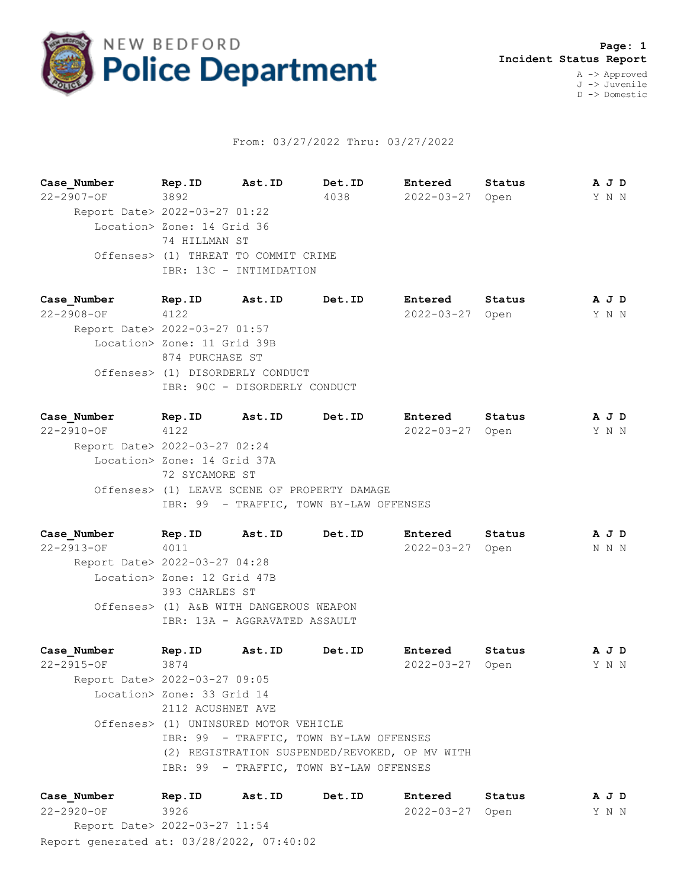# NEW BEDFORD Police Department

**Page: 1**
**Incident Status Report**

A -> Approved
J -> Juvenile
D -> Domestic

From: 03/27/2022 Thru: 03/27/2022

| Case_Number | Rep.ID | Ast.ID | Det.ID | Entered | Status | A J D |
|---|---|---|---|---|---|---|
| 22-2907-OF | 3892 | | 4038 | 2022-03-27 | Open | Y N N |

Report Date> 2022-03-27 01:22
Location> Zone: 14 Grid 36
74 HILLMAN ST
Offenses> (1) THREAT TO COMMIT CRIME
IBR: 13C - INTIMIDATION

| Case_Number | Rep.ID | Ast.ID | Det.ID | Entered | Status | A J D |
|---|---|---|---|---|---|---|
| 22-2908-OF | 4122 | | | 2022-03-27 | Open | Y N N |

Report Date> 2022-03-27 01:57
Location> Zone: 11 Grid 39B
874 PURCHASE ST
Offenses> (1) DISORDERLY CONDUCT
IBR: 90C - DISORDERLY CONDUCT

| Case_Number | Rep.ID | Ast.ID | Det.ID | Entered | Status | A J D |
|---|---|---|---|---|---|---|
| 22-2910-OF | 4122 | | | 2022-03-27 | Open | Y N N |

Report Date> 2022-03-27 02:24
Location> Zone: 14 Grid 37A
72 SYCAMORE ST
Offenses> (1) LEAVE SCENE OF PROPERTY DAMAGE
IBR: 99 - TRAFFIC, TOWN BY-LAW OFFENSES

| Case_Number | Rep.ID | Ast.ID | Det.ID | Entered | Status | A J D |
|---|---|---|---|---|---|---|
| 22-2913-OF | 4011 | | | 2022-03-27 | Open | N N N |

Report Date> 2022-03-27 04:28
Location> Zone: 12 Grid 47B
393 CHARLES ST
Offenses> (1) A&B WITH DANGEROUS WEAPON
IBR: 13A - AGGRAVATED ASSAULT

| Case_Number | Rep.ID | Ast.ID | Det.ID | Entered | Status | A J D |
|---|---|---|---|---|---|---|
| 22-2915-OF | 3874 | | | 2022-03-27 | Open | Y N N |

Report Date> 2022-03-27 09:05
Location> Zone: 33 Grid 14
2112 ACUSHNET AVE
Offenses> (1) UNINSURED MOTOR VEHICLE
IBR: 99 - TRAFFIC, TOWN BY-LAW OFFENSES
(2) REGISTRATION SUSPENDED/REVOKED, OP MV WITH
IBR: 99 - TRAFFIC, TOWN BY-LAW OFFENSES

| Case_Number | Rep.ID | Ast.ID | Det.ID | Entered | Status | A J D |
|---|---|---|---|---|---|---|
| 22-2920-OF | 3926 | | | 2022-03-27 | Open | Y N N |

Report Date> 2022-03-27 11:54

Report generated at: 03/28/2022, 07:40:02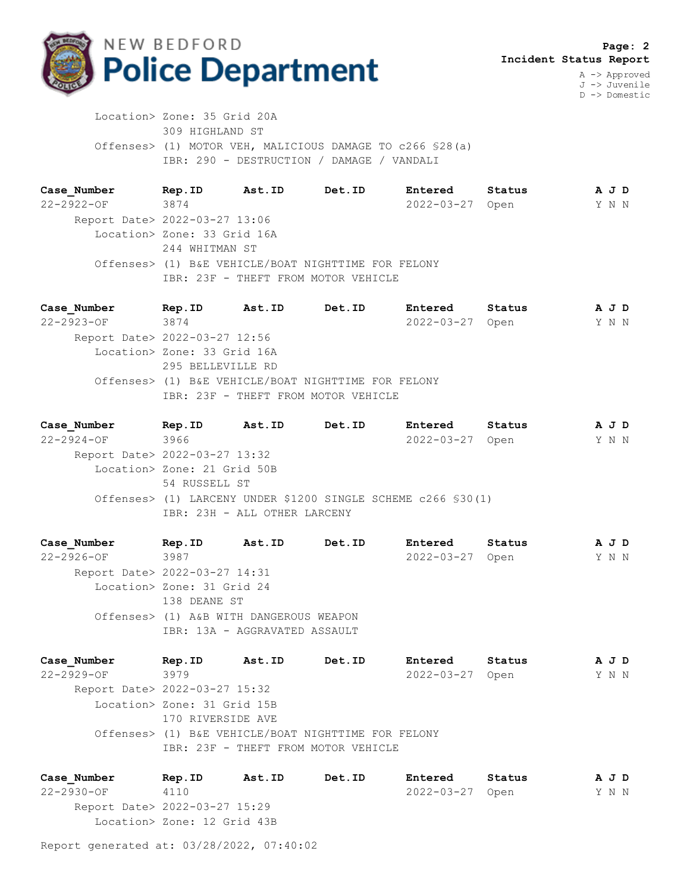Location> Zone: 35 Grid 20A
309 HIGHLAND ST
Offenses> (1) MOTOR VEH, MALICIOUS DAMAGE TO c266 §28(a)
IBR: 290 - DESTRUCTION / DAMAGE / VANDALI

| Case_Number | Rep.ID | Ast.ID | Det.ID | Entered | Status | A J D |
|---|---|---|---|---|---|---|
| 22-2922-OF | 3874 | | | 2022-03-27 | Open | Y N N |

Report Date> 2022-03-27 13:06
Location> Zone: 33 Grid 16A
244 WHITMAN ST
Offenses> (1) B&E VEHICLE/BOAT NIGHTTIME FOR FELONY
IBR: 23F - THEFT FROM MOTOR VEHICLE

| Case_Number | Rep.ID | Ast.ID | Det.ID | Entered | Status | A J D |
|---|---|---|---|---|---|---|
| 22-2923-OF | 3874 | | | 2022-03-27 | Open | Y N N |

Report Date> 2022-03-27 12:56
Location> Zone: 33 Grid 16A
295 BELLEVILLE RD
Offenses> (1) B&E VEHICLE/BOAT NIGHTTIME FOR FELONY
IBR: 23F - THEFT FROM MOTOR VEHICLE

| Case_Number | Rep.ID | Ast.ID | Det.ID | Entered | Status | A J D |
|---|---|---|---|---|---|---|
| 22-2924-OF | 3966 | | | 2022-03-27 | Open | Y N N |

Report Date> 2022-03-27 13:32
Location> Zone: 21 Grid 50B
54 RUSSELL ST
Offenses> (1) LARCENY UNDER $1200 SINGLE SCHEME c266 §30(1)
IBR: 23H - ALL OTHER LARCENY

| Case_Number | Rep.ID | Ast.ID | Det.ID | Entered | Status | A J D |
|---|---|---|---|---|---|---|
| 22-2926-OF | 3987 | | | 2022-03-27 | Open | Y N N |

Report Date> 2022-03-27 14:31
Location> Zone: 31 Grid 24
138 DEANE ST
Offenses> (1) A&B WITH DANGEROUS WEAPON
IBR: 13A - AGGRAVATED ASSAULT

| Case_Number | Rep.ID | Ast.ID | Det.ID | Entered | Status | A J D |
|---|---|---|---|---|---|---|
| 22-2929-OF | 3979 | | | 2022-03-27 | Open | Y N N |

Report Date> 2022-03-27 15:32
Location> Zone: 31 Grid 15B
170 RIVERSIDE AVE
Offenses> (1) B&E VEHICLE/BOAT NIGHTTIME FOR FELONY
IBR: 23F - THEFT FROM MOTOR VEHICLE

| Case_Number | Rep.ID | Ast.ID | Det.ID | Entered | Status | A J D |
|---|---|---|---|---|---|---|
| 22-2930-OF | 4110 | | | 2022-03-27 | Open | Y N N |

Report Date> 2022-03-27 15:29
Location> Zone: 12 Grid 43B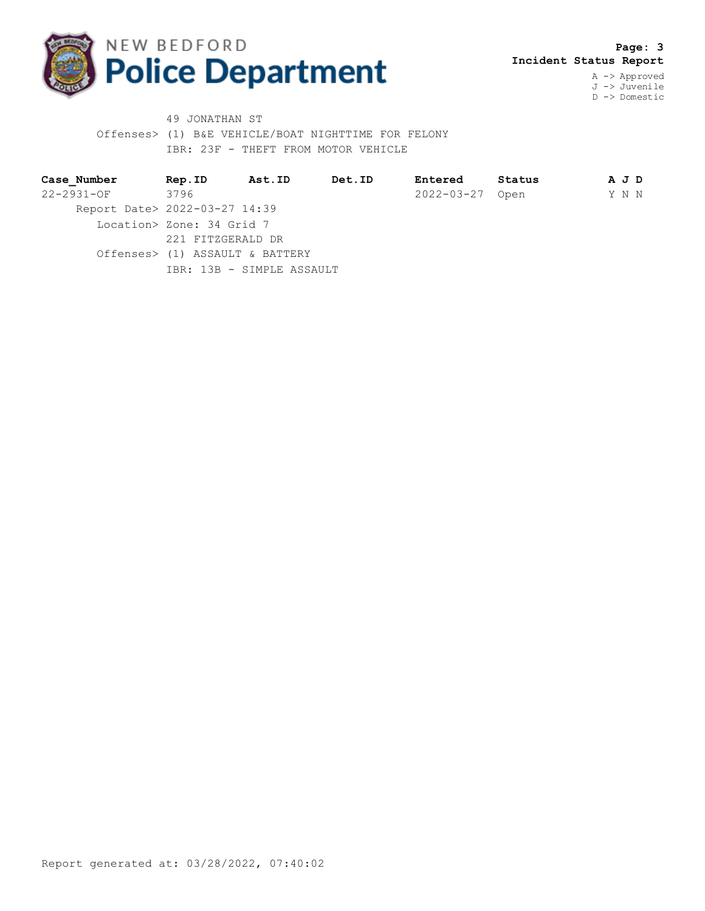NEW BEDFORD **Police Department**

**Incident Status Report**

A -> Approved
J -> Juvenile
D -> Domestic

49 JONATHAN ST
Offenses> (1) B&E VEHICLE/BOAT NIGHTTIME FOR FELONY
IBR: 23F - THEFT FROM MOTOR VEHICLE

| Case_Number | Rep.ID | Ast.ID | Det.ID | Entered | Status | A | J | D |
|---|---|---|---|---|---|---|---|---|
| 22-2931-OF | 3796 | | | 2022-03-27 | Open | Y | N | N |

Report Date> 2022-03-27 14:39
Location> Zone: 34 Grid 7
221 FITZGERALD DR
Offenses> (1) ASSAULT & BATTERY
IBR: 13B - SIMPLE ASSAULT

Report generated at: 03/28/2022, 07:40:02